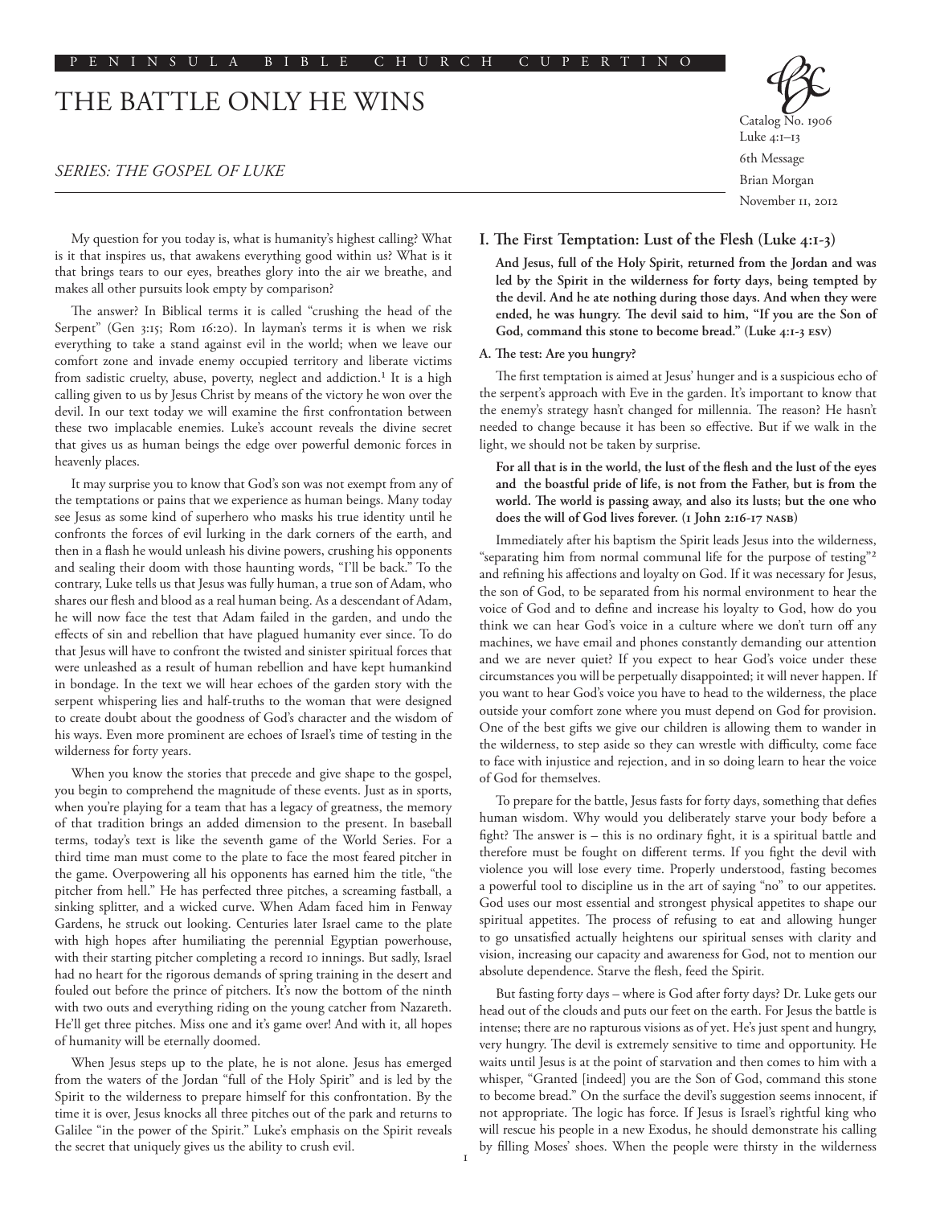PENINSULA BIBLE CHURCH CUPERTINO

# THE BATTLE ONLY HE WINS

*SERIES: THE GOSPEL OF LUKE*

Catalog No. 1906
Luke 4:1–13
6th Message
Brian Morgan
November 11, 2012

My question for you today is, what is humanity's highest calling? What is it that inspires us, that awakens everything good within us? What is it that brings tears to our eyes, breathes glory into the air we breathe, and makes all other pursuits look empty by comparison?

The answer? In Biblical terms it is called "crushing the head of the Serpent" (Gen 3:15; Rom 16:20). In layman's terms it is when we risk everything to take a stand against evil in the world; when we leave our comfort zone and invade enemy occupied territory and liberate victims from sadistic cruelty, abuse, poverty, neglect and addiction.[1] It is a high calling given to us by Jesus Christ by means of the victory he won over the devil. In our text today we will examine the first confrontation between these two implacable enemies. Luke's account reveals the divine secret that gives us as human beings the edge over powerful demonic forces in heavenly places.

It may surprise you to know that God's son was not exempt from any of the temptations or pains that we experience as human beings. Many today see Jesus as some kind of superhero who masks his true identity until he confronts the forces of evil lurking in the dark corners of the earth, and then in a flash he would unleash his divine powers, crushing his opponents and sealing their doom with those haunting words, "I'll be back." To the contrary, Luke tells us that Jesus was fully human, a true son of Adam, who shares our flesh and blood as a real human being. As a descendant of Adam, he will now face the test that Adam failed in the garden, and undo the effects of sin and rebellion that have plagued humanity ever since. To do that Jesus will have to confront the twisted and sinister spiritual forces that were unleashed as a result of human rebellion and have kept humankind in bondage. In the text we will hear echoes of the garden story with the serpent whispering lies and half-truths to the woman that were designed to create doubt about the goodness of God's character and the wisdom of his ways. Even more prominent are echoes of Israel's time of testing in the wilderness for forty years.

When you know the stories that precede and give shape to the gospel, you begin to comprehend the magnitude of these events. Just as in sports, when you're playing for a team that has a legacy of greatness, the memory of that tradition brings an added dimension to the present. In baseball terms, today's text is like the seventh game of the World Series. For a third time man must come to the plate to face the most feared pitcher in the game. Overpowering all his opponents has earned him the title, "the pitcher from hell." He has perfected three pitches, a screaming fastball, a sinking splitter, and a wicked curve. When Adam faced him in Fenway Gardens, he struck out looking. Centuries later Israel came to the plate with high hopes after humiliating the perennial Egyptian powerhouse, with their starting pitcher completing a record 10 innings. But sadly, Israel had no heart for the rigorous demands of spring training in the desert and fouled out before the prince of pitchers. It's now the bottom of the ninth with two outs and everything riding on the young catcher from Nazareth. He'll get three pitches. Miss one and it's game over! And with it, all hopes of humanity will be eternally doomed.

When Jesus steps up to the plate, he is not alone. Jesus has emerged from the waters of the Jordan "full of the Holy Spirit" and is led by the Spirit to the wilderness to prepare himself for this confrontation. By the time it is over, Jesus knocks all three pitches out of the park and returns to Galilee "in the power of the Spirit." Luke's emphasis on the Spirit reveals the secret that uniquely gives us the ability to crush evil.

## I. The First Temptation: Lust of the Flesh (Luke 4:1-3)

**And Jesus, full of the Holy Spirit, returned from the Jordan and was led by the Spirit in the wilderness for forty days, being tempted by the devil. And he ate nothing during those days. And when they were ended, he was hungry. The devil said to him, "If you are the Son of God, command this stone to become bread." (Luke 4:1-3 ESV)**

### A. The test: Are you hungry?

The first temptation is aimed at Jesus' hunger and is a suspicious echo of the serpent's approach with Eve in the garden. It's important to know that the enemy's strategy hasn't changed for millennia. The reason? He hasn't needed to change because it has been so effective. But if we walk in the light, we should not be taken by surprise.

**For all that is in the world, the lust of the flesh and the lust of the eyes and the boastful pride of life, is not from the Father, but is from the world. The world is passing away, and also its lusts; but the one who does the will of God lives forever. (1 John 2:16-17 NASB)**

Immediately after his baptism the Spirit leads Jesus into the wilderness, "separating him from normal communal life for the purpose of testing"[2] and refining his affections and loyalty on God. If it was necessary for Jesus, the son of God, to be separated from his normal environment to hear the voice of God and to define and increase his loyalty to God, how do you think we can hear God's voice in a culture where we don't turn off any machines, we have email and phones constantly demanding our attention and we are never quiet? If you expect to hear God's voice under these circumstances you will be perpetually disappointed; it will never happen. If you want to hear God's voice you have to head to the wilderness, the place outside your comfort zone where you must depend on God for provision. One of the best gifts we give our children is allowing them to wander in the wilderness, to step aside so they can wrestle with difficulty, come face to face with injustice and rejection, and in so doing learn to hear the voice of God for themselves.

To prepare for the battle, Jesus fasts for forty days, something that defies human wisdom. Why would you deliberately starve your body before a fight? The answer is – this is no ordinary fight, it is a spiritual battle and therefore must be fought on different terms. If you fight the devil with violence you will lose every time. Properly understood, fasting becomes a powerful tool to discipline us in the art of saying "no" to our appetites. God uses our most essential and strongest physical appetites to shape our spiritual appetites. The process of refusing to eat and allowing hunger to go unsatisfied actually heightens our spiritual senses with clarity and vision, increasing our capacity and awareness for God, not to mention our absolute dependence. Starve the flesh, feed the Spirit.

But fasting forty days – where is God after forty days? Dr. Luke gets our head out of the clouds and puts our feet on the earth. For Jesus the battle is intense; there are no rapturous visions as of yet. He's just spent and hungry, very hungry. The devil is extremely sensitive to time and opportunity. He waits until Jesus is at the point of starvation and then comes to him with a whisper, "Granted [indeed] you are the Son of God, command this stone to become bread." On the surface the devil's suggestion seems innocent, if not appropriate. The logic has force. If Jesus is Israel's rightful king who will rescue his people in a new Exodus, he should demonstrate his calling by filling Moses' shoes. When the people were thirsty in the wilderness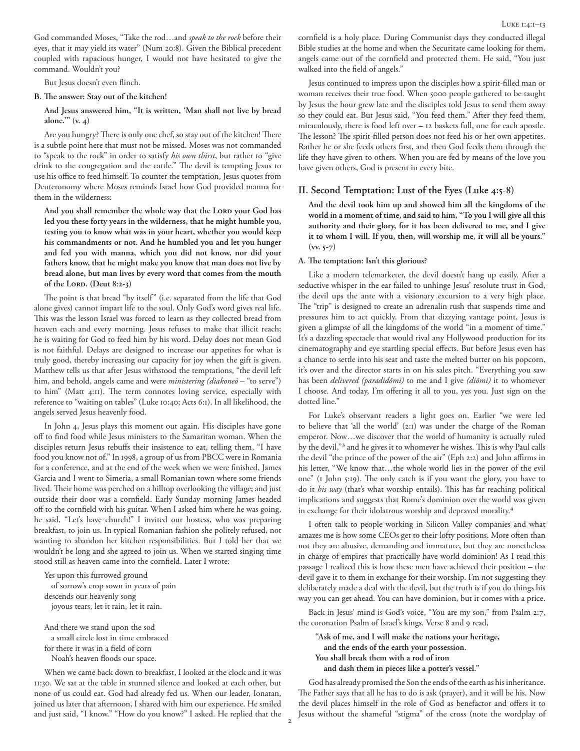God commanded Moses, "Take the rod…and *speak to the rock* before their eyes, that it may yield its water" (Num 20:8). Given the Biblical precedent coupled with rapacious hunger, I would not have hesitated to give the command. Wouldn't you?

But Jesus doesn't even flinch.

**B. The answer: Stay out of the kitchen!**

**And Jesus answered him, "It is written, 'Man shall not live by bread alone.'" (v. 4)**

Are you hungry? There is only one chef, so stay out of the kitchen! There is a subtle point here that must not be missed. Moses was not commanded to "speak to the rock" in order to satisfy *his own thirst*, but rather to "give drink to the congregation and the cattle." The devil is tempting Jesus to use his office to feed himself. To counter the temptation, Jesus quotes from Deuteronomy where Moses reminds Israel how God provided manna for them in the wilderness:

> **And you shall remember the whole way that the Lord your God has led you these forty years in the wilderness, that he might humble you, testing you to know what was in your heart, whether you would keep his commandments or not. And he humbled you and let you hunger and fed you with manna, which you did not know, nor did your fathers know, that he might make you know that man does not live by bread alone, but man lives by every word that comes from the mouth of the Lord. (Deut 8:2-3)**

The point is that bread "by itself" (i.e. separated from the life that God alone gives) cannot impart life to the soul. Only God's word gives real life. This was the lesson Israel was forced to learn as they collected bread from heaven each and every morning. Jesus refuses to make that illicit reach; he is waiting for God to feed him by his word. Delay does not mean God is not faithful. Delays are designed to increase our appetites for what is truly good, thereby increasing our capacity for joy when the gift is given. Matthew tells us that after Jesus withstood the temptations, "the devil left him, and behold, angels came and were *ministering (diakoneō* – "to serve") to him" (Matt 4:11). The term connotes loving service, especially with reference to "waiting on tables" (Luke 10:40; Acts 6:1). In all likelihood, the angels served Jesus heavenly food.

In John 4, Jesus plays this moment out again. His disciples have gone off to find food while Jesus ministers to the Samaritan woman. When the disciples return Jesus rebuffs their insistence to eat, telling them, "I have food you know not of." In 1998, a group of us from PBCC were in Romania for a conference, and at the end of the week when we were finished, James Garcia and I went to Simeria, a small Romanian town where some friends lived. Their home was perched on a hilltop overlooking the village; and just outside their door was a cornfield. Early Sunday morning James headed off to the cornfield with his guitar. When I asked him where he was going, he said, "Let's have church!" I invited our hostess, who was preparing breakfast, to join us. In typical Romanian fashion she politely refused, not wanting to abandon her kitchen responsibilities. But I told her that we wouldn't be long and she agreed to join us. When we started singing time stood still as heaven came into the cornfield. Later I wrote:

> Yes upon this furrowed ground
> of sorrow's crop sown in years of pain
> descends our heavenly song
> joyous tears, let it rain, let it rain.
>
> And there we stand upon the sod
> a small circle lost in time embraced
> for there it was in a field of corn
> Noah's heaven floods our space.

When we came back down to breakfast, I looked at the clock and it was 11:30. We sat at the table in stunned silence and looked at each other, but none of us could eat. God had already fed us. When our leader, Ionatan, joined us later that afternoon, I shared with him our experience. He smiled and just said, "I know." "How do you know?" I asked. He replied that the cornfield is a holy place. During Communist days they conducted illegal Bible studies at the home and when the Securitate came looking for them, angels came out of the cornfield and protected them. He said, "You just walked into the field of angels."

Jesus continued to impress upon the disciples how a spirit-filled man or woman receives their true food. When 5000 people gathered to be taught by Jesus the hour grew late and the disciples told Jesus to send them away so they could eat. But Jesus said, "You feed them." After they feed them, miraculously, there is food left over – 12 baskets full, one for each apostle. The lesson? The spirit-filled person does not feed his or her own appetites. Rather he or she feeds others first, and then God feeds them through the life they have given to others. When you are fed by means of the love you have given others, God is present in every bite.

## II. Second Temptation: Lust of the Eyes (Luke 4:5-8)

**And the devil took him up and showed him all the kingdoms of the world in a moment of time, and said to him, "To you I will give all this authority and their glory, for it has been delivered to me, and I give it to whom I will. If you, then, will worship me, it will all be yours." (vv. 5-7)**

**A. The temptation: Isn't this glorious?**

Like a modern telemarketer, the devil doesn't hang up easily. After a seductive whisper in the ear failed to unhinge Jesus' resolute trust in God, the devil ups the ante with a visionary excursion to a very high place. The "trip" is designed to create an adrenalin rush that suspends time and pressures him to act quickly. From that dizzying vantage point, Jesus is given a glimpse of all the kingdoms of the world "in a moment of time." It's a dazzling spectacle that would rival any Hollywood production for its cinematography and eye startling special effects. But before Jesus even has a chance to settle into his seat and taste the melted butter on his popcorn, it's over and the director starts in on his sales pitch. "Everything you saw has been *delivered (paradidōmi)* to me and I give *(didōmi)* it to whomever I choose. And today, I'm offering it all to you, yes you. Just sign on the dotted line."

For Luke's observant readers a light goes on. Earlier "we were led to believe that 'all the world' (2:1) was under the charge of the Roman emperor. Now…we discover that the world of humanity is actually ruled by the devil,"[3] and he gives it to whomever he wishes. This is why Paul calls the devil "the prince of the power of the air" (Eph 2:2) and John affirms in his letter, "We know that…the whole world lies in the power of the evil one" (1 John 5:19). The only catch is if you want the glory, you have to do it *his way* (that's what worship entails). This has far reaching political implications and suggests that Rome's dominion over the world was given in exchange for their idolatrous worship and depraved morality.[4]

I often talk to people working in Silicon Valley companies and what amazes me is how some CEOs get to their lofty positions. More often than not they are abusive, demanding and immature, but they are nonetheless in charge of empires that practically have world dominion! As I read this passage I realized this is how these men have achieved their position – the devil gave it to them in exchange for their worship. I'm not suggesting they deliberately made a deal with the devil, but the truth is if you do things his way you can get ahead. You can have dominion, but it comes with a price.

Back in Jesus' mind is God's voice, "You are my son," from Psalm 2:7, the coronation Psalm of Israel's kings. Verse 8 and 9 read,

> **"Ask of me, and I will make the nations your heritage,**
> **and the ends of the earth your possession.**
> **You shall break them with a rod of iron**
> **and dash them in pieces like a potter's vessel."**

God has already promised the Son the ends of the earth as his inheritance. The Father says that all he has to do is ask (prayer), and it will be his. Now the devil places himself in the role of God as benefactor and offers it to Jesus without the shameful "stigma" of the cross (note the wordplay of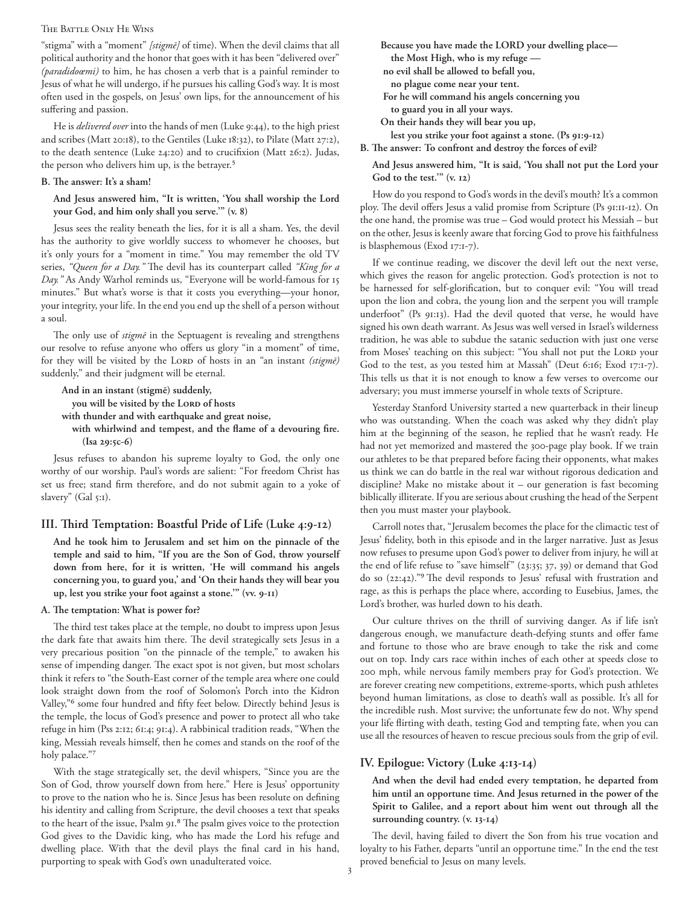"stigma" with a "moment" *[stigmē]* of time). When the devil claims that all political authority and the honor that goes with it has been "delivered over" *(paradidœmi)* to him, he has chosen a verb that is a painful reminder to Jesus of what he will undergo, if he pursues his calling God's way. It is most often used in the gospels, on Jesus' own lips, for the announcement of his suffering and passion.

He is *delivered over* into the hands of men (Luke 9:44), to the high priest and scribes (Matt 20:18), to the Gentiles (Luke 18:32), to Pilate (Matt 27:2), to the death sentence (Luke 24:20) and to crucifixion (Matt 26:2). Judas, the person who delivers him up, is the betrayer.[5]

#### B. The answer: It's a sham!

**And Jesus answered him, "It is written, 'You shall worship the Lord your God, and him only shall you serve.'" (v. 8)**

Jesus sees the reality beneath the lies, for it is all a sham. Yes, the devil has the authority to give worldly success to whomever he chooses, but it's only yours for a "moment in time." You may remember the old TV series, *"Queen for a Day."* The devil has its counterpart called *"King for a Day."* As Andy Warhol reminds us, "Everyone will be world-famous for 15 minutes." But what's worse is that it costs you everything—your honor, your integrity, your life. In the end you end up the shell of a person without a soul.

The only use of *stigmē* in the Septuagent is revealing and strengthens our resolve to refuse anyone who offers us glory "in a moment" of time, for they will be visited by the Lord of hosts in an "an instant *(stigmē)* suddenly," and their judgment will be eternal.

> **And in an instant (stigmē) suddenly,**
> **you will be visited by the Lord of hosts**
> **with thunder and with earthquake and great noise,**
> **with whirlwind and tempest, and the flame of a devouring fire. (Isa 29:5c-6)**

Jesus refuses to abandon his supreme loyalty to God, the only one worthy of our worship. Paul's words are salient: "For freedom Christ has set us free; stand firm therefore, and do not submit again to a yoke of slavery" (Gal 5:1).

## III. Third Temptation: Boastful Pride of Life (Luke 4:9-12)

**And he took him to Jerusalem and set him on the pinnacle of the temple and said to him, "If you are the Son of God, throw yourself down from here, for it is written, 'He will command his angels concerning you, to guard you,' and 'On their hands they will bear you up, lest you strike your foot against a stone.'" (vv. 9-11)**

#### A. The temptation: What is power for?

The third test takes place at the temple, no doubt to impress upon Jesus the dark fate that awaits him there. The devil strategically sets Jesus in a very precarious position "on the pinnacle of the temple," to awaken his sense of impending danger. The exact spot is not given, but most scholars think it refers to "the South-East corner of the temple area where one could look straight down from the roof of Solomon's Porch into the Kidron Valley,"[6] some four hundred and fifty feet below. Directly behind Jesus is the temple, the locus of God's presence and power to protect all who take refuge in him (Pss 2:12; 61:4; 91:4). A rabbinical tradition reads, "When the king, Messiah reveals himself, then he comes and stands on the roof of the holy palace."[7]

With the stage strategically set, the devil whispers, "Since you are the Son of God, throw yourself down from here." Here is Jesus' opportunity to prove to the nation who he is. Since Jesus has been resolute on defining his identity and calling from Scripture, the devil chooses a text that speaks to the heart of the issue, Psalm 91.[8] The psalm gives voice to the protection God gives to the Davidic king, who has made the Lord his refuge and dwelling place. With that the devil plays the final card in his hand, purporting to speak with God's own unadulterated voice.

> **Because you have made the LORD your dwelling place—**
> **the Most High, who is my refuge —**
> **no evil shall be allowed to befall you,**
> **no plague come near your tent.**
> **For he will command his angels concerning you**
> **to guard you in all your ways.**
> **On their hands they will bear you up,**
> **lest you strike your foot against a stone. (Ps 91:9-12)**

#### B. The answer: To confront and destroy the forces of evil?

**And Jesus answered him, "It is said, 'You shall not put the Lord your God to the test.'" (v. 12)**

How do you respond to God's words in the devil's mouth? It's a common ploy. The devil offers Jesus a valid promise from Scripture (Ps 91:11-12). On the one hand, the promise was true – God would protect his Messiah – but on the other, Jesus is keenly aware that forcing God to prove his faithfulness is blasphemous (Exod 17:1-7).

If we continue reading, we discover the devil left out the next verse, which gives the reason for angelic protection. God's protection is not to be harnessed for self-glorification, but to conquer evil: "You will tread upon the lion and cobra, the young lion and the serpent you will trample underfoot" (Ps 91:13). Had the devil quoted that verse, he would have signed his own death warrant. As Jesus was well versed in Israel's wilderness tradition, he was able to subdue the satanic seduction with just one verse from Moses' teaching on this subject: "You shall not put the Lord your God to the test, as you tested him at Massah" (Deut 6:16; Exod 17:1-7). This tells us that it is not enough to know a few verses to overcome our adversary; you must immerse yourself in whole texts of Scripture.

Yesterday Stanford University started a new quarterback in their lineup who was outstanding. When the coach was asked why they didn't play him at the beginning of the season, he replied that he wasn't ready. He had not yet memorized and mastered the 300-page play book. If we train our athletes to be that prepared before facing their opponents, what makes us think we can do battle in the real war without rigorous dedication and discipline? Make no mistake about it – our generation is fast becoming biblically illiterate. If you are serious about crushing the head of the Serpent then you must master your playbook.

Carroll notes that, "Jerusalem becomes the place for the climactic test of Jesus' fidelity, both in this episode and in the larger narrative. Just as Jesus now refuses to presume upon God's power to deliver from injury, he will at the end of life refuse to "save himself" (23:35; 37, 39) or demand that God do so (22:42)."[9] The devil responds to Jesus' refusal with frustration and rage, as this is perhaps the place where, according to Eusebius, James, the Lord's brother, was hurled down to his death.

Our culture thrives on the thrill of surviving danger. As if life isn't dangerous enough, we manufacture death-defying stunts and offer fame and fortune to those who are brave enough to take the risk and come out on top. Indy cars race within inches of each other at speeds close to 200 mph, while nervous family members pray for God's protection. We are forever creating new competitions, extreme-sports, which push athletes beyond human limitations, as close to death's wall as possible. It's all for the incredible rush. Most survive; the unfortunate few do not. Why spend your life flirting with death, testing God and tempting fate, when you can use all the resources of heaven to rescue precious souls from the grip of evil.

## IV. Epilogue: Victory (Luke 4:13-14)

**And when the devil had ended every temptation, he departed from him until an opportune time. And Jesus returned in the power of the Spirit to Galilee, and a report about him went out through all the surrounding country. (v. 13-14)**

The devil, having failed to divert the Son from his true vocation and loyalty to his Father, departs "until an opportune time." In the end the test proved beneficial to Jesus on many levels.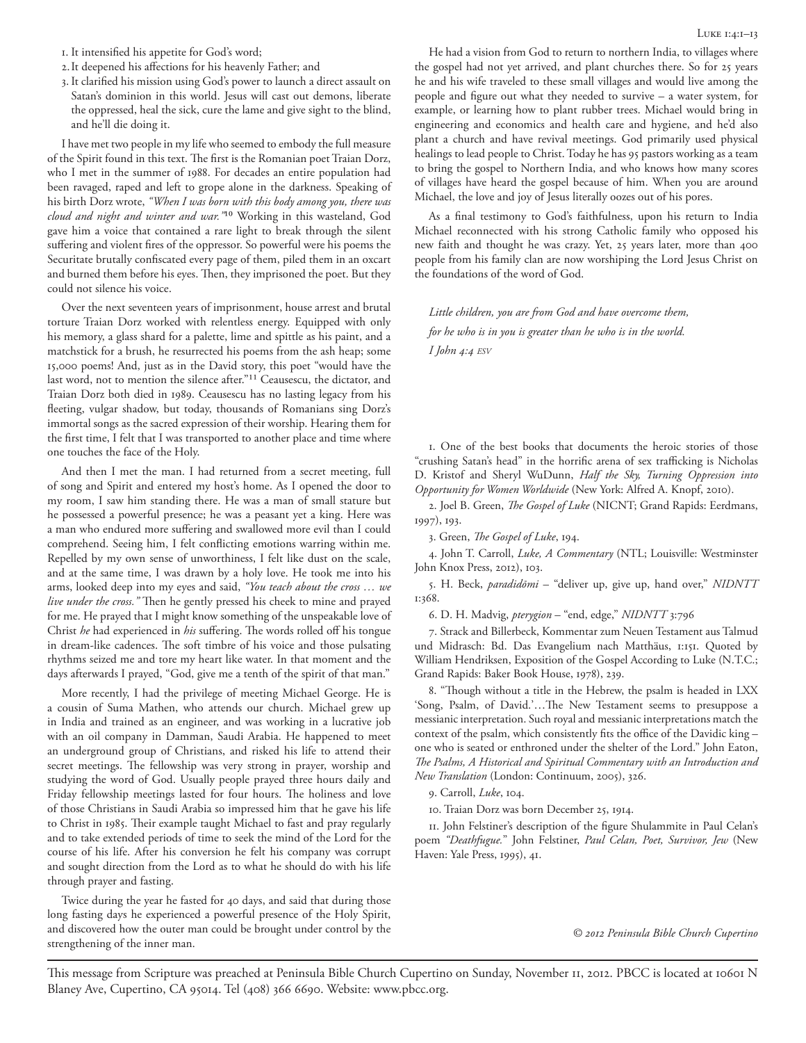1. It intensified his appetite for God's word;
2. It deepened his affections for his heavenly Father; and
3. It clarified his mission using God's power to launch a direct assault on Satan's dominion in this world. Jesus will cast out demons, liberate the oppressed, heal the sick, cure the lame and give sight to the blind, and he'll die doing it.

I have met two people in my life who seemed to embody the full measure of the Spirit found in this text. The first is the Romanian poet Traian Dorz, who I met in the summer of 1988. For decades an entire population had been ravaged, raped and left to grope alone in the darkness. Speaking of his birth Dorz wrote, *"When I was born with this body among you, there was cloud and night and winter and war."*[10] Working in this wasteland, God gave him a voice that contained a rare light to break through the silent suffering and violent fires of the oppressor. So powerful were his poems the Securitate brutally confiscated every page of them, piled them in an oxcart and burned them before his eyes. Then, they imprisoned the poet. But they could not silence his voice.

Over the next seventeen years of imprisonment, house arrest and brutal torture Traian Dorz worked with relentless energy. Equipped with only his memory, a glass shard for a palette, lime and spittle as his paint, and a matchstick for a brush, he resurrected his poems from the ash heap; some 15,000 poems! And, just as in the David story, this poet "would have the last word, not to mention the silence after."[11] Ceausescu, the dictator, and Traian Dorz both died in 1989. Ceausescu has no lasting legacy from his fleeting, vulgar shadow, but today, thousands of Romanians sing Dorz's immortal songs as the sacred expression of their worship. Hearing them for the first time, I felt that I was transported to another place and time where one touches the face of the Holy.

And then I met the man. I had returned from a secret meeting, full of song and Spirit and entered my host's home. As I opened the door to my room, I saw him standing there. He was a man of small stature but he possessed a powerful presence; he was a peasant yet a king. Here was a man who endured more suffering and swallowed more evil than I could comprehend. Seeing him, I felt conflicting emotions warring within me. Repelled by my own sense of unworthiness, I felt like dust on the scale, and at the same time, I was drawn by a holy love. He took me into his arms, looked deep into my eyes and said, *"You teach about the cross … we live under the cross."* Then he gently pressed his cheek to mine and prayed for me. He prayed that I might know something of the unspeakable love of Christ *he* had experienced in *his* suffering. The words rolled off his tongue in dream-like cadences. The soft timbre of his voice and those pulsating rhythms seized me and tore my heart like water. In that moment and the days afterwards I prayed, "God, give me a tenth of the spirit of that man."

More recently, I had the privilege of meeting Michael George. He is a cousin of Suma Mathen, who attends our church. Michael grew up in India and trained as an engineer, and was working in a lucrative job with an oil company in Damman, Saudi Arabia. He happened to meet an underground group of Christians, and risked his life to attend their secret meetings. The fellowship was very strong in prayer, worship and studying the word of God. Usually people prayed three hours daily and Friday fellowship meetings lasted for four hours. The holiness and love of those Christians in Saudi Arabia so impressed him that he gave his life to Christ in 1985. Their example taught Michael to fast and pray regularly and to take extended periods of time to seek the mind of the Lord for the course of his life. After his conversion he felt his company was corrupt and sought direction from the Lord as to what he should do with his life through prayer and fasting.

Twice during the year he fasted for 40 days, and said that during those long fasting days he experienced a powerful presence of the Holy Spirit, and discovered how the outer man could be brought under control by the strengthening of the inner man.

He had a vision from God to return to northern India, to villages where the gospel had not yet arrived, and plant churches there. So for 25 years he and his wife traveled to these small villages and would live among the people and figure out what they needed to survive – a water system, for example, or learning how to plant rubber trees. Michael would bring in engineering and economics and health care and hygiene, and he'd also plant a church and have revival meetings. God primarily used physical healings to lead people to Christ. Today he has 95 pastors working as a team to bring the gospel to Northern India, and who knows how many scores of villages have heard the gospel because of him. When you are around Michael, the love and joy of Jesus literally oozes out of his pores.

As a final testimony to God's faithfulness, upon his return to India Michael reconnected with his strong Catholic family who opposed his new faith and thought he was crazy. Yet, 25 years later, more than 400 people from his family clan are now worshiping the Lord Jesus Christ on the foundations of the word of God.

*Little children, you are from God and have overcome them,*
*for he who is in you is greater than he who is in the world.*
*I John 4:4* ESV

1. One of the best books that documents the heroic stories of those "crushing Satan's head" in the horrific arena of sex trafficking is Nicholas D. Kristof and Sheryl WuDunn, *Half the Sky, Turning Oppression into Opportunity for Women Worldwide* (New York: Alfred A. Knopf, 2010).

2. Joel B. Green, *The Gospel of Luke* (NICNT; Grand Rapids: Eerdmans, 1997), 193.

3. Green, *The Gospel of Luke*, 194.

4. John T. Carroll, *Luke, A Commentary* (NTL; Louisville: Westminster John Knox Press, 2012), 103.

5. H. Beck, *paradidōmi* – "deliver up, give up, hand over," *NIDNTT* 1:368.

6. D. H. Madvig, *pterygion* – "end, edge," *NIDNTT* 3:796

7. Strack and Billerbeck, Kommentar zum Neuen Testament aus Talmud und Midrasch: Bd. Das Evangelium nach Matthäus, 1:151. Quoted by William Hendriksen, Exposition of the Gospel According to Luke (N.T.C.; Grand Rapids: Baker Book House, 1978), 239.

8. "Though without a title in the Hebrew, the psalm is headed in LXX 'Song, Psalm, of David.'…The New Testament seems to presuppose a messianic interpretation. Such royal and messianic interpretations match the context of the psalm, which consistently fits the office of the Davidic king – one who is seated or enthroned under the shelter of the Lord." John Eaton, *The Psalms, A Historical and Spiritual Commentary with an Introduction and New Translation* (London: Continuum, 2005), 326.

9. Carroll, *Luke*, 104.

10. Traian Dorz was born December 25, 1914.

11. John Felstiner's description of the figure Shulammite in Paul Celan's poem *"Deathfugue."* John Felstiner, *Paul Celan, Poet, Survivor, Jew* (New Haven: Yale Press, 1995), 41.

*© 2012 Peninsula Bible Church Cupertino*

This message from Scripture was preached at Peninsula Bible Church Cupertino on Sunday, November 11, 2012. PBCC is located at 10601 N Blaney Ave, Cupertino, CA 95014. Tel (408) 366 6690. Website: www.pbcc.org.